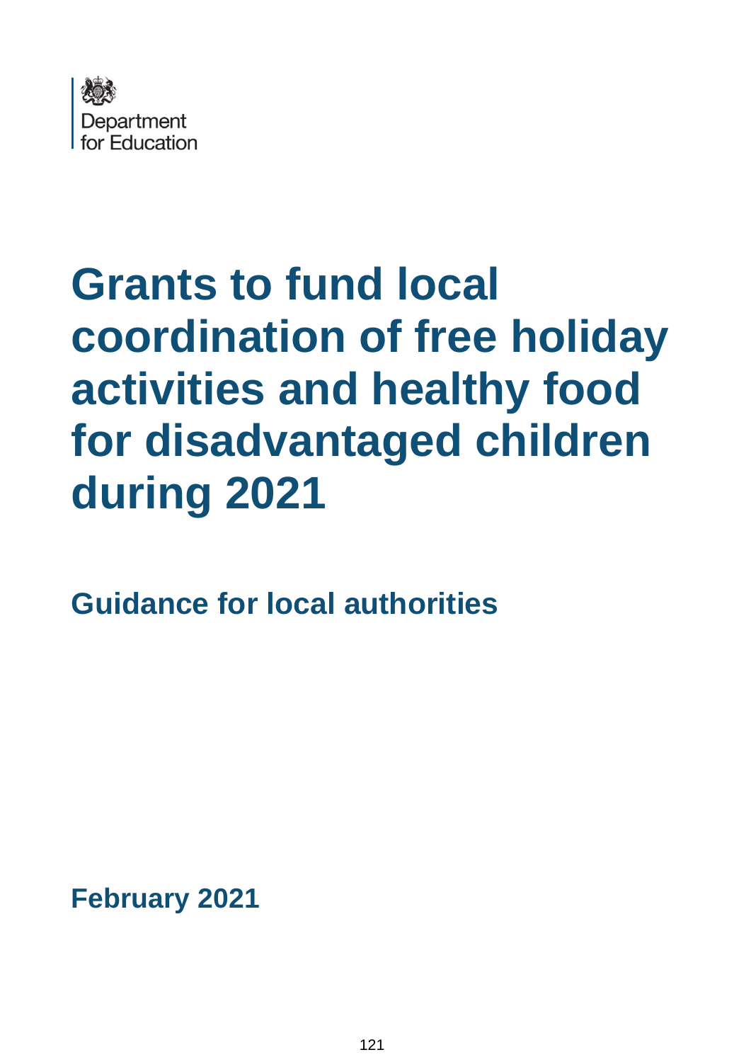Department for Education

# Grants to fund local coordination of free holiday activities and healthy food for disadvantaged children during 2021

## Guidance for local authorities

**February 2021**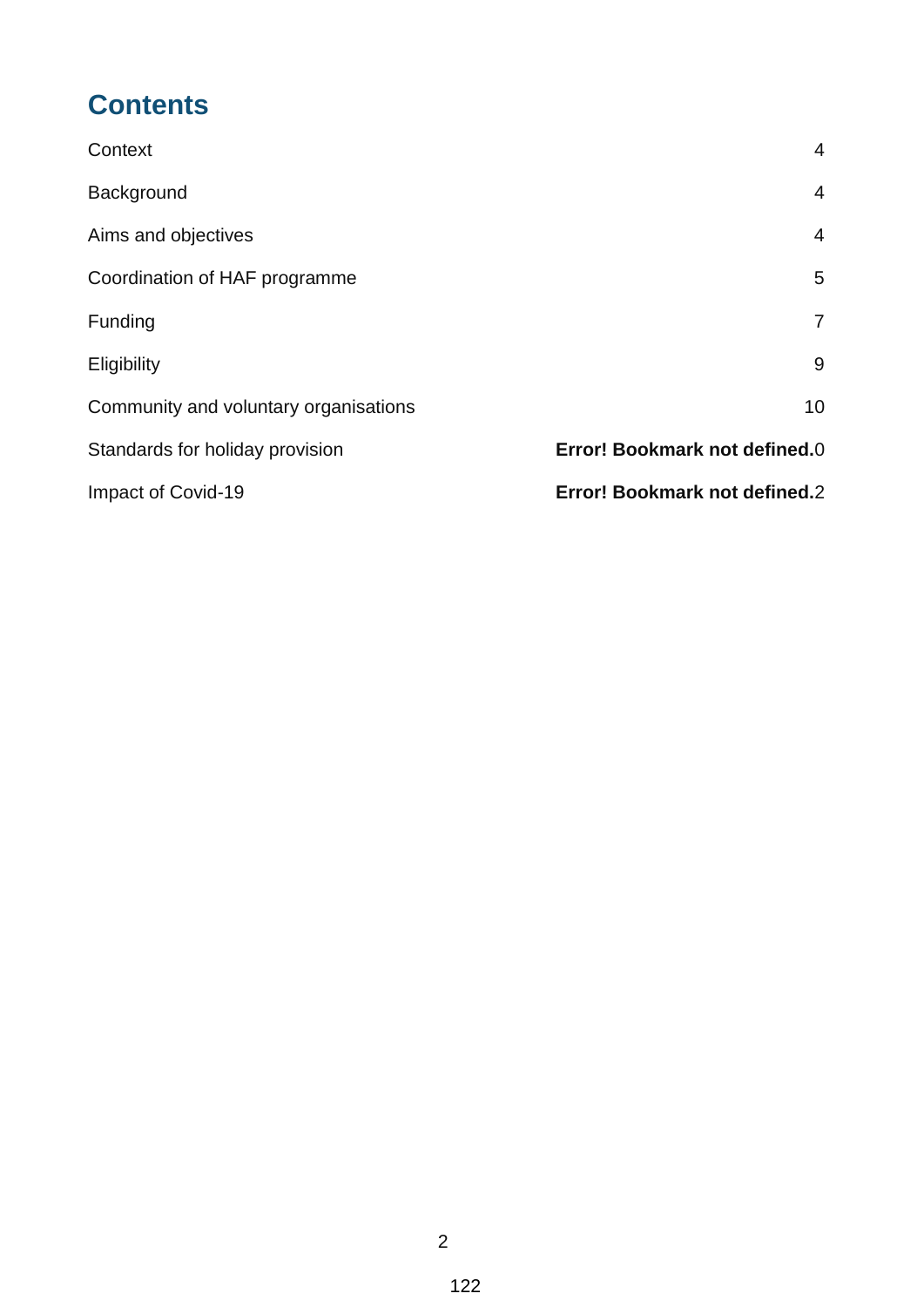## Contents

| | |
|---|---|
| Context | 4 |
| Background | 4 |
| Aims and objectives | 4 |
| Coordination of HAF programme | 5 |
| Funding | 7 |
| Eligibility | 9 |
| Community and voluntary organisations | 10 |
| Standards for holiday provision | **Error! Bookmark not defined.**0 |
| Impact of Covid-19 | **Error! Bookmark not defined.**2 |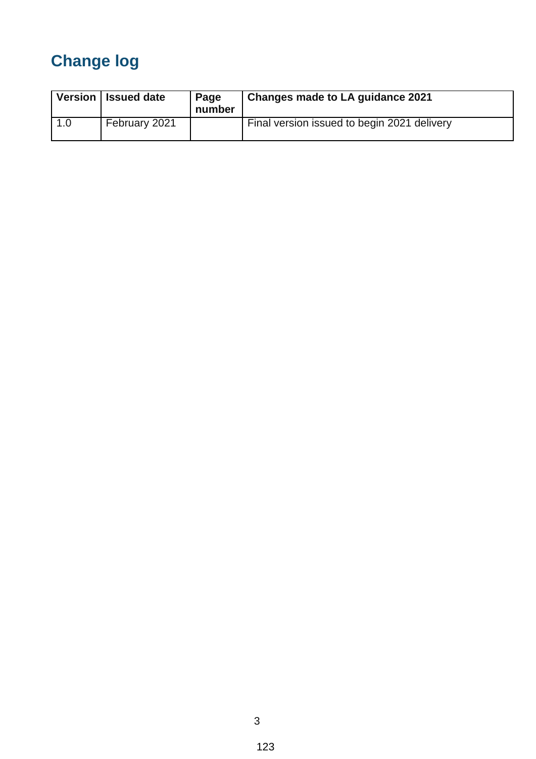## Change log

| Version | Issued date | Page number | Changes made to LA guidance 2021 |
| --- | --- | --- | --- |
| 1.0 | February 2021 | | Final version issued to begin 2021 delivery |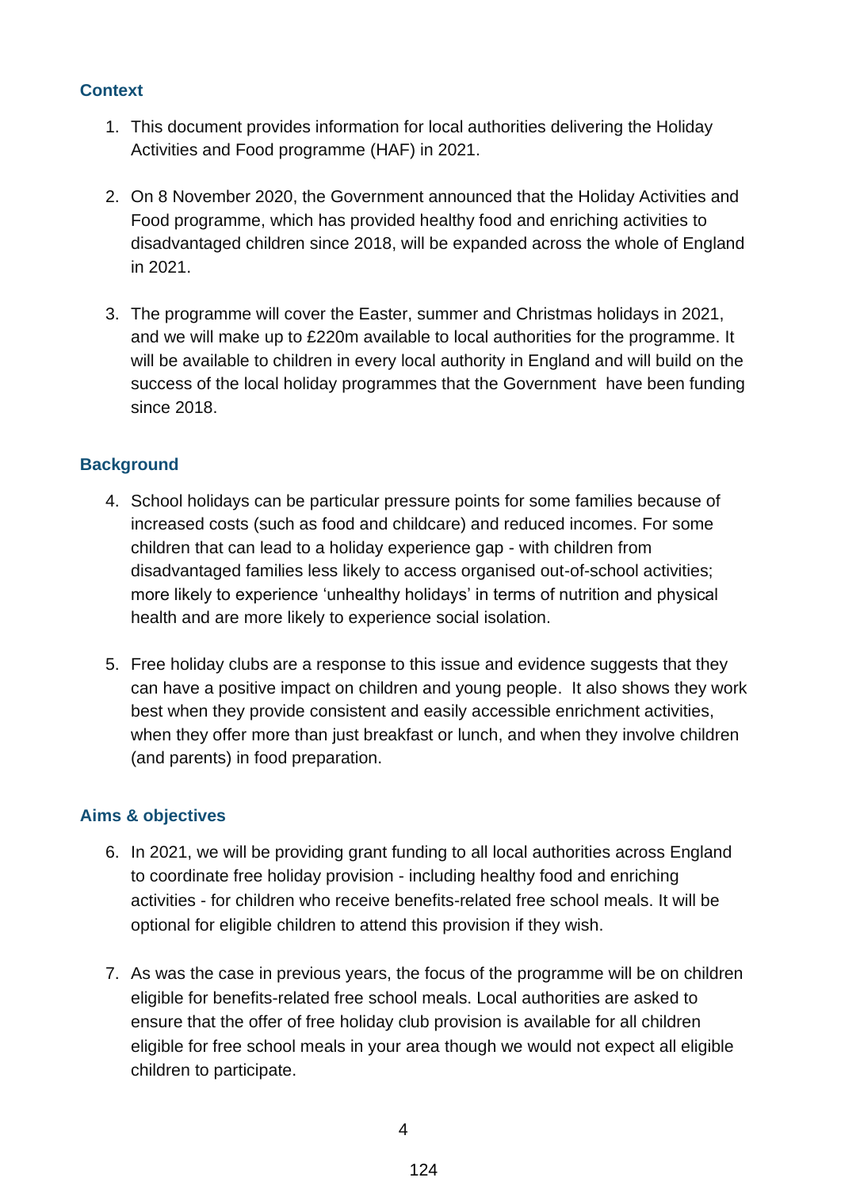## Context

1. This document provides information for local authorities delivering the Holiday Activities and Food programme (HAF) in 2021.

2. On 8 November 2020, the Government announced that the Holiday Activities and Food programme, which has provided healthy food and enriching activities to disadvantaged children since 2018, will be expanded across the whole of England in 2021.

3. The programme will cover the Easter, summer and Christmas holidays in 2021, and we will make up to £220m available to local authorities for the programme. It will be available to children in every local authority in England and will build on the success of the local holiday programmes that the Government have been funding since 2018.

## Background

4. School holidays can be particular pressure points for some families because of increased costs (such as food and childcare) and reduced incomes. For some children that can lead to a holiday experience gap - with children from disadvantaged families less likely to access organised out-of-school activities; more likely to experience 'unhealthy holidays' in terms of nutrition and physical health and are more likely to experience social isolation.

5. Free holiday clubs are a response to this issue and evidence suggests that they can have a positive impact on children and young people. It also shows they work best when they provide consistent and easily accessible enrichment activities, when they offer more than just breakfast or lunch, and when they involve children (and parents) in food preparation.

## Aims & objectives

6. In 2021, we will be providing grant funding to all local authorities across England to coordinate free holiday provision - including healthy food and enriching activities - for children who receive benefits-related free school meals. It will be optional for eligible children to attend this provision if they wish.

7. As was the case in previous years, the focus of the programme will be on children eligible for benefits-related free school meals. Local authorities are asked to ensure that the offer of free holiday club provision is available for all children eligible for free school meals in your area though we would not expect all eligible children to participate.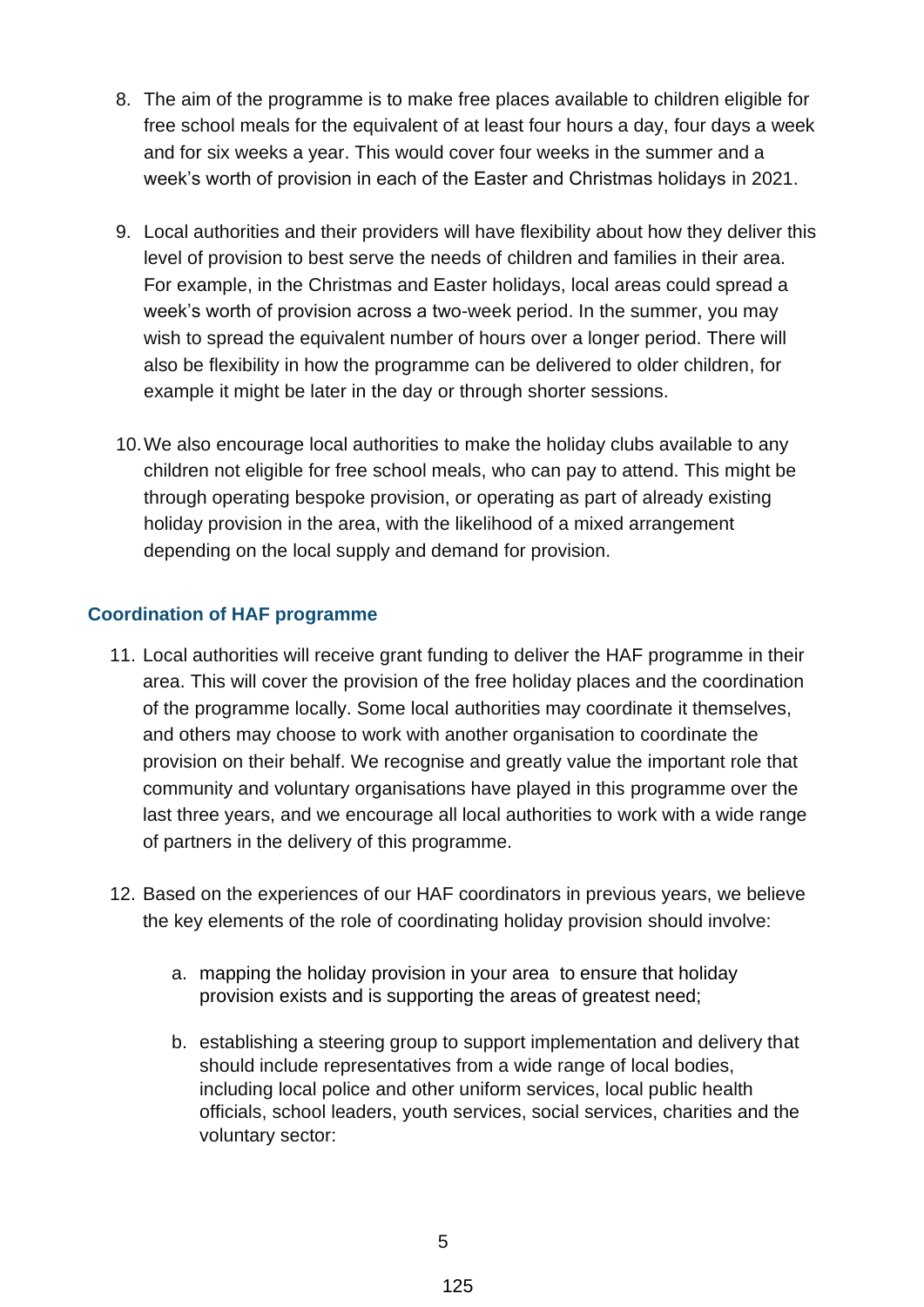8. The aim of the programme is to make free places available to children eligible for free school meals for the equivalent of at least four hours a day, four days a week and for six weeks a year. This would cover four weeks in the summer and a week's worth of provision in each of the Easter and Christmas holidays in 2021.

9. Local authorities and their providers will have flexibility about how they deliver this level of provision to best serve the needs of children and families in their area. For example, in the Christmas and Easter holidays, local areas could spread a week's worth of provision across a two-week period. In the summer, you may wish to spread the equivalent number of hours over a longer period. There will also be flexibility in how the programme can be delivered to older children, for example it might be later in the day or through shorter sessions.

10. We also encourage local authorities to make the holiday clubs available to any children not eligible for free school meals, who can pay to attend. This might be through operating bespoke provision, or operating as part of already existing holiday provision in the area, with the likelihood of a mixed arrangement depending on the local supply and demand for provision.

### Coordination of HAF programme

11. Local authorities will receive grant funding to deliver the HAF programme in their area. This will cover the provision of the free holiday places and the coordination of the programme locally. Some local authorities may coordinate it themselves, and others may choose to work with another organisation to coordinate the provision on their behalf. We recognise and greatly value the important role that community and voluntary organisations have played in this programme over the last three years, and we encourage all local authorities to work with a wide range of partners in the delivery of this programme.

12. Based on the experiences of our HAF coordinators in previous years, we believe the key elements of the role of coordinating holiday provision should involve:

    a. mapping the holiday provision in your area to ensure that holiday provision exists and is supporting the areas of greatest need;

    b. establishing a steering group to support implementation and delivery that should include representatives from a wide range of local bodies, including local police and other uniform services, local public health officials, school leaders, youth services, social services, charities and the voluntary sector: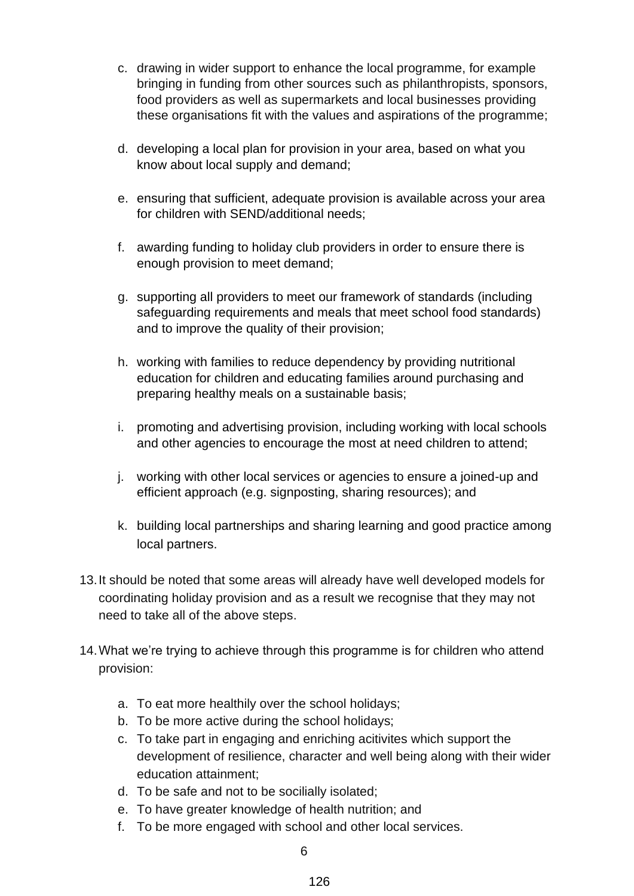c. drawing in wider support to enhance the local programme, for example bringing in funding from other sources such as philanthropists, sponsors, food providers as well as supermarkets and local businesses providing these organisations fit with the values and aspirations of the programme;

d. developing a local plan for provision in your area, based on what you know about local supply and demand;

e. ensuring that sufficient, adequate provision is available across your area for children with SEND/additional needs;

f. awarding funding to holiday club providers in order to ensure there is enough provision to meet demand;

g. supporting all providers to meet our framework of standards (including safeguarding requirements and meals that meet school food standards) and to improve the quality of their provision;

h. working with families to reduce dependency by providing nutritional education for children and educating families around purchasing and preparing healthy meals on a sustainable basis;

i. promoting and advertising provision, including working with local schools and other agencies to encourage the most at need children to attend;

j. working with other local services or agencies to ensure a joined-up and efficient approach (e.g. signposting, sharing resources); and

k. building local partnerships and sharing learning and good practice among local partners.

13. It should be noted that some areas will already have well developed models for coordinating holiday provision and as a result we recognise that they may not need to take all of the above steps.

14. What we're trying to achieve through this programme is for children who attend provision:

a. To eat more healthily over the school holidays;
b. To be more active during the school holidays;
c. To take part in engaging and enriching acitivites which support the development of resilience, character and well being along with their wider education attainment;
d. To be safe and not to be socilially isolated;
e. To have greater knowledge of health nutrition; and
f. To be more engaged with school and other local services.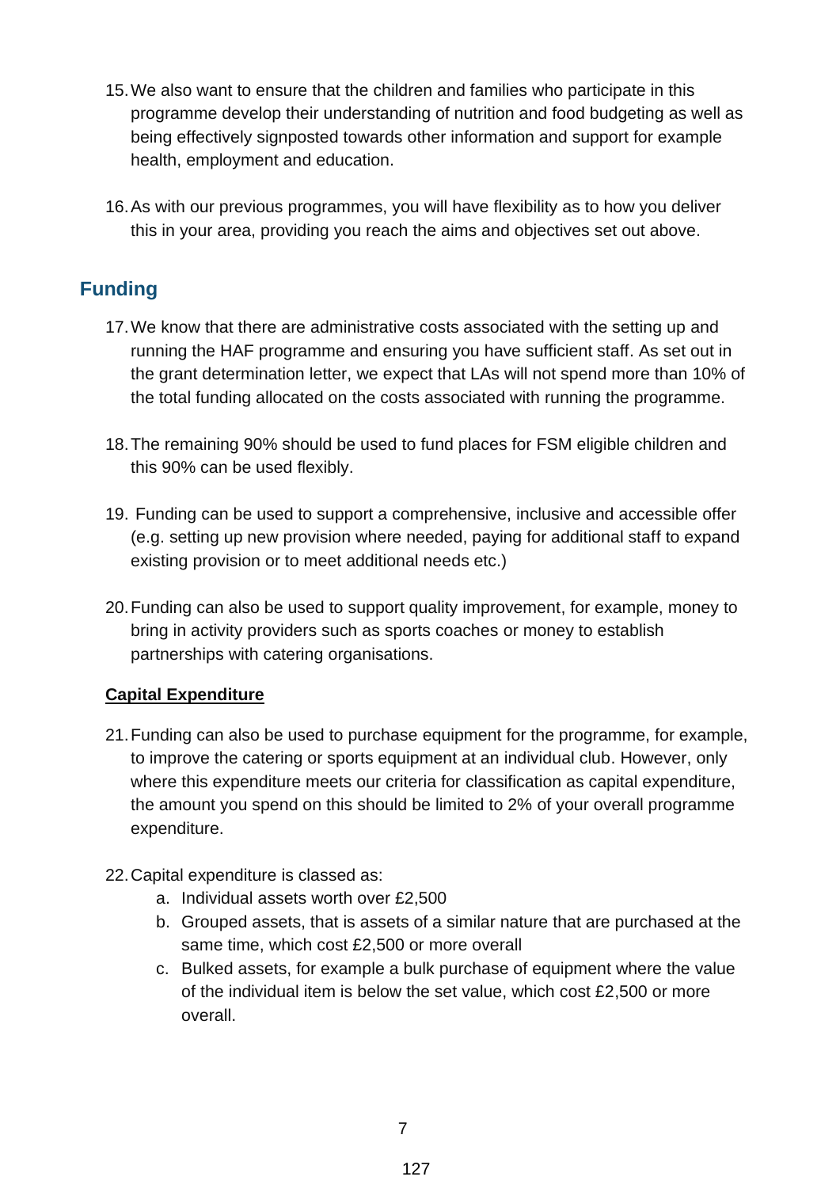15. We also want to ensure that the children and families who participate in this programme develop their understanding of nutrition and food budgeting as well as being effectively signposted towards other information and support for example health, employment and education.

16. As with our previous programmes, you will have flexibility as to how you deliver this in your area, providing you reach the aims and objectives set out above.

## Funding

17. We know that there are administrative costs associated with the setting up and running the HAF programme and ensuring you have sufficient staff. As set out in the grant determination letter, we expect that LAs will not spend more than 10% of the total funding allocated on the costs associated with running the programme.

18. The remaining 90% should be used to fund places for FSM eligible children and this 90% can be used flexibly.

19. Funding can be used to support a comprehensive, inclusive and accessible offer (e.g. setting up new provision where needed, paying for additional staff to expand existing provision or to meet additional needs etc.)

20. Funding can also be used to support quality improvement, for example, money to bring in activity providers such as sports coaches or money to establish partnerships with catering organisations.

### Capital Expenditure

21. Funding can also be used to purchase equipment for the programme, for example, to improve the catering or sports equipment at an individual club. However, only where this expenditure meets our criteria for classification as capital expenditure, the amount you spend on this should be limited to 2% of your overall programme expenditure.

22. Capital expenditure is classed as:
    a. Individual assets worth over £2,500
    b. Grouped assets, that is assets of a similar nature that are purchased at the same time, which cost £2,500 or more overall
    c. Bulked assets, for example a bulk purchase of equipment where the value of the individual item is below the set value, which cost £2,500 or more overall.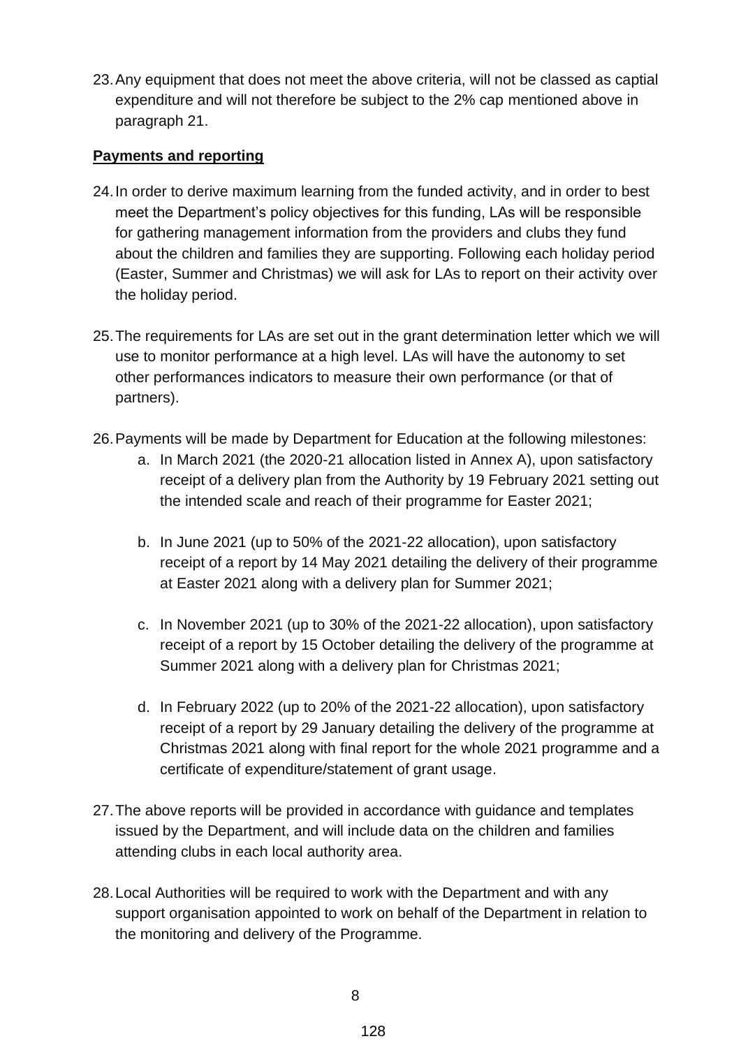23. Any equipment that does not meet the above criteria, will not be classed as captial expenditure and will not therefore be subject to the 2% cap mentioned above in paragraph 21.

**Payments and reporting**

24. In order to derive maximum learning from the funded activity, and in order to best meet the Department's policy objectives for this funding, LAs will be responsible for gathering management information from the providers and clubs they fund about the children and families they are supporting. Following each holiday period (Easter, Summer and Christmas) we will ask for LAs to report on their activity over the holiday period.

25. The requirements for LAs are set out in the grant determination letter which we will use to monitor performance at a high level. LAs will have the autonomy to set other performances indicators to measure their own performance (or that of partners).

26. Payments will be made by Department for Education at the following milestones:
    a. In March 2021 (the 2020-21 allocation listed in Annex A), upon satisfactory receipt of a delivery plan from the Authority by 19 February 2021 setting out the intended scale and reach of their programme for Easter 2021;

    b. In June 2021 (up to 50% of the 2021-22 allocation), upon satisfactory receipt of a report by 14 May 2021 detailing the delivery of their programme at Easter 2021 along with a delivery plan for Summer 2021;

    c. In November 2021 (up to 30% of the 2021-22 allocation), upon satisfactory receipt of a report by 15 October detailing the delivery of the programme at Summer 2021 along with a delivery plan for Christmas 2021;

    d. In February 2022 (up to 20% of the 2021-22 allocation), upon satisfactory receipt of a report by 29 January detailing the delivery of the programme at Christmas 2021 along with final report for the whole 2021 programme and a certificate of expenditure/statement of grant usage.

27. The above reports will be provided in accordance with guidance and templates issued by the Department, and will include data on the children and families attending clubs in each local authority area.

28. Local Authorities will be required to work with the Department and with any support organisation appointed to work on behalf of the Department in relation to the monitoring and delivery of the Programme.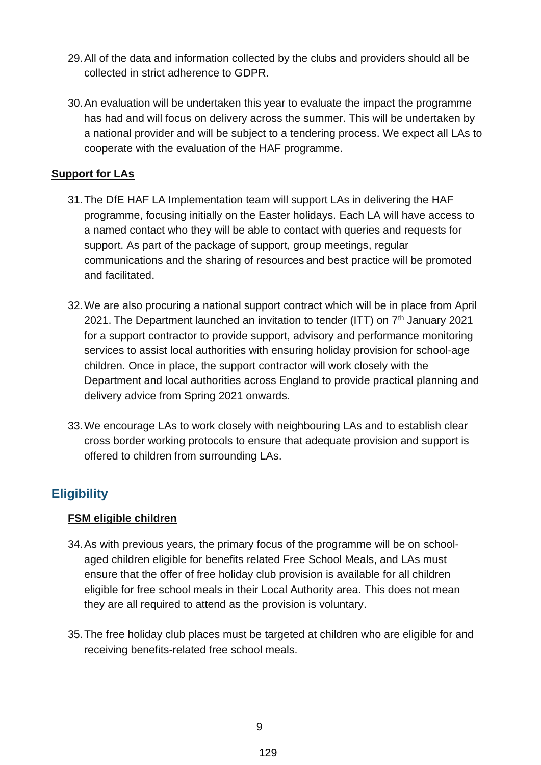29. All of the data and information collected by the clubs and providers should all be collected in strict adherence to GDPR.

30. An evaluation will be undertaken this year to evaluate the impact the programme has had and will focus on delivery across the summer. This will be undertaken by a national provider and will be subject to a tendering process. We expect all LAs to cooperate with the evaluation of the HAF programme.

**Support for LAs**

31. The DfE HAF LA Implementation team will support LAs in delivering the HAF programme, focusing initially on the Easter holidays. Each LA will have access to a named contact who they will be able to contact with queries and requests for support. As part of the package of support, group meetings, regular communications and the sharing of resources and best practice will be promoted and facilitated.

32. We are also procuring a national support contract which will be in place from April 2021. The Department launched an invitation to tender (ITT) on 7th January 2021 for a support contractor to provide support, advisory and performance monitoring services to assist local authorities with ensuring holiday provision for school-age children. Once in place, the support contractor will work closely with the Department and local authorities across England to provide practical planning and delivery advice from Spring 2021 onwards.

33. We encourage LAs to work closely with neighbouring LAs and to establish clear cross border working protocols to ensure that adequate provision and support is offered to children from surrounding LAs.

## Eligibility

**FSM eligible children**

34. As with previous years, the primary focus of the programme will be on school-aged children eligible for benefits related Free School Meals, and LAs must ensure that the offer of free holiday club provision is available for all children eligible for free school meals in their Local Authority area. This does not mean they are all required to attend as the provision is voluntary.

35. The free holiday club places must be targeted at children who are eligible for and receiving benefits-related free school meals.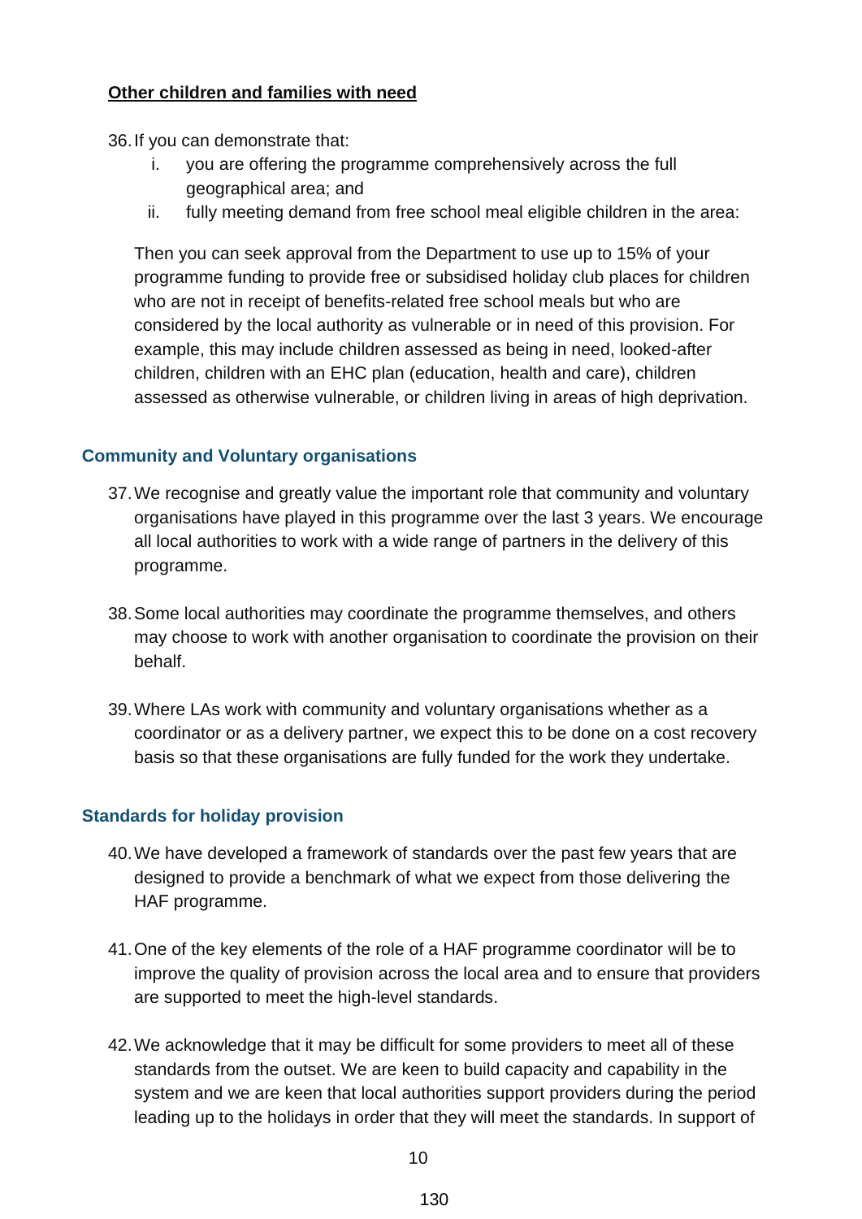**<u>Other children and families with need</u>**

36. If you can demonstrate that:
    i. you are offering the programme comprehensively across the full geographical area; and
    ii. fully meeting demand from free school meal eligible children in the area:

    Then you can seek approval from the Department to use up to 15% of your programme funding to provide free or subsidised holiday club places for children who are not in receipt of benefits-related free school meals but who are considered by the local authority as vulnerable or in need of this provision. For example, this may include children assessed as being in need, looked-after children, children with an EHC plan (education, health and care), children assessed as otherwise vulnerable, or children living in areas of high deprivation.

### Community and Voluntary organisations

37. We recognise and greatly value the important role that community and voluntary organisations have played in this programme over the last 3 years. We encourage all local authorities to work with a wide range of partners in the delivery of this programme.

38. Some local authorities may coordinate the programme themselves, and others may choose to work with another organisation to coordinate the provision on their behalf.

39. Where LAs work with community and voluntary organisations whether as a coordinator or as a delivery partner, we expect this to be done on a cost recovery basis so that these organisations are fully funded for the work they undertake.

### Standards for holiday provision

40. We have developed a framework of standards over the past few years that are designed to provide a benchmark of what we expect from those delivering the HAF programme.

41. One of the key elements of the role of a HAF programme coordinator will be to improve the quality of provision across the local area and to ensure that providers are supported to meet the high-level standards.

42. We acknowledge that it may be difficult for some providers to meet all of these standards from the outset. We are keen to build capacity and capability in the system and we are keen that local authorities support providers during the period leading up to the holidays in order that they will meet the standards. In support of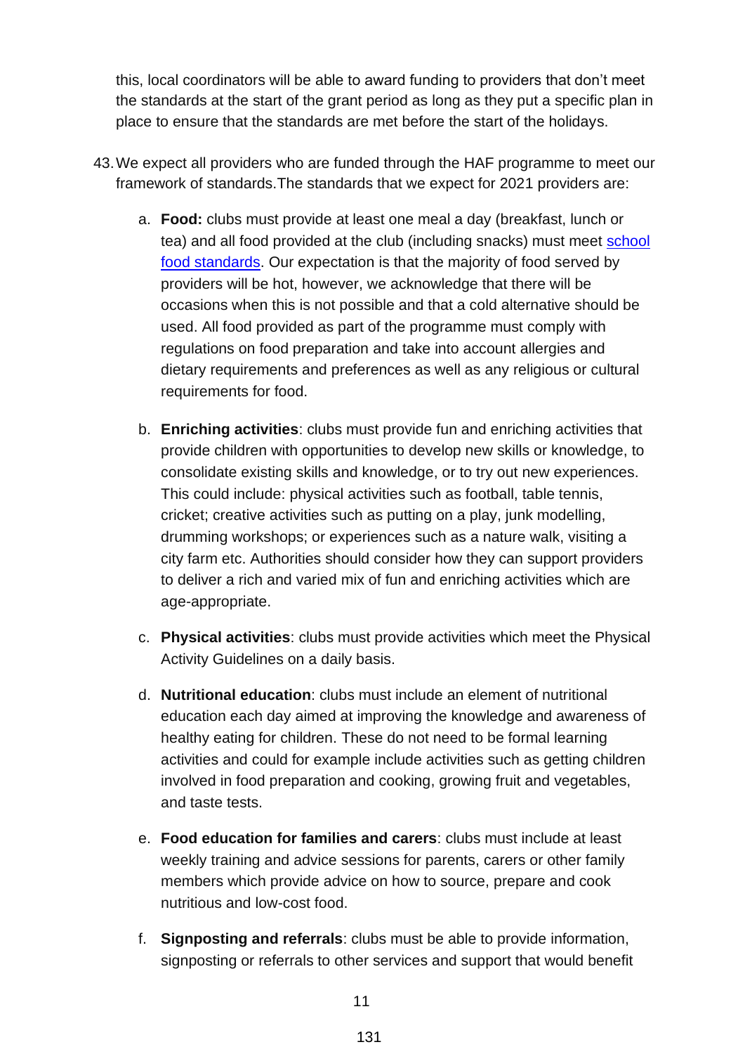this, local coordinators will be able to award funding to providers that don't meet the standards at the start of the grant period as long as they put a specific plan in place to ensure that the standards are met before the start of the holidays.

43. We expect all providers who are funded through the HAF programme to meet our framework of standards.The standards that we expect for 2021 providers are:

    a. **Food:** clubs must provide at least one meal a day (breakfast, lunch or tea) and all food provided at the club (including snacks) must meet school food standards. Our expectation is that the majority of food served by providers will be hot, however, we acknowledge that there will be occasions when this is not possible and that a cold alternative should be used. All food provided as part of the programme must comply with regulations on food preparation and take into account allergies and dietary requirements and preferences as well as any religious or cultural requirements for food.

    b. **Enriching activities**: clubs must provide fun and enriching activities that provide children with opportunities to develop new skills or knowledge, to consolidate existing skills and knowledge, or to try out new experiences. This could include: physical activities such as football, table tennis, cricket; creative activities such as putting on a play, junk modelling, drumming workshops; or experiences such as a nature walk, visiting a city farm etc. Authorities should consider how they can support providers to deliver a rich and varied mix of fun and enriching activities which are age-appropriate.

    c. **Physical activities**: clubs must provide activities which meet the Physical Activity Guidelines on a daily basis.

    d. **Nutritional education**: clubs must include an element of nutritional education each day aimed at improving the knowledge and awareness of healthy eating for children. These do not need to be formal learning activities and could for example include activities such as getting children involved in food preparation and cooking, growing fruit and vegetables, and taste tests.

    e. **Food education for families and carers**: clubs must include at least weekly training and advice sessions for parents, carers or other family members which provide advice on how to source, prepare and cook nutritious and low-cost food.

    f. **Signposting and referrals**: clubs must be able to provide information, signposting or referrals to other services and support that would benefit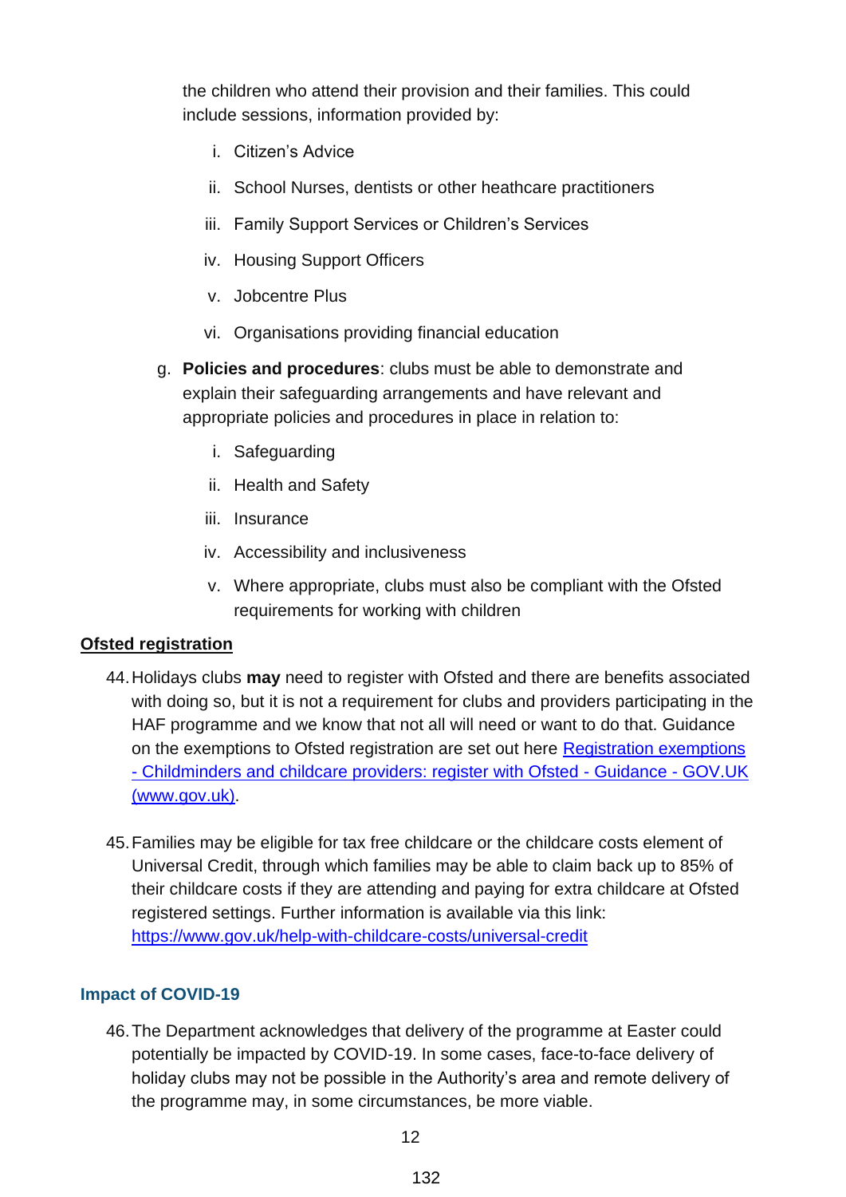the children who attend their provision and their families. This could include sessions, information provided by:

   i. Citizen's Advice
   ii. School Nurses, dentists or other heathcare practitioners
   iii. Family Support Services or Children's Services
   iv. Housing Support Officers
   v. Jobcentre Plus
   vi. Organisations providing financial education

g. **Policies and procedures**: clubs must be able to demonstrate and explain their safeguarding arrangements and have relevant and appropriate policies and procedures in place in relation to:

   i. Safeguarding
   ii. Health and Safety
   iii. Insurance
   iv. Accessibility and inclusiveness
   v. Where appropriate, clubs must also be compliant with the Ofsted requirements for working with children

**Ofsted registration**

44. Holidays clubs **may** need to register with Ofsted and there are benefits associated with doing so, but it is not a requirement for clubs and providers participating in the HAF programme and we know that not all will need or want to do that. Guidance on the exemptions to Ofsted registration are set out here [Registration exemptions - Childminders and childcare providers: register with Ofsted - Guidance - GOV.UK (www.gov.uk)](www.gov.uk).

45. Families may be eligible for tax free childcare or the childcare costs element of Universal Credit, through which families may be able to claim back up to 85% of their childcare costs if they are attending and paying for extra childcare at Ofsted registered settings. Further information is available via this link: https://www.gov.uk/help-with-childcare-costs/universal-credit

## Impact of COVID-19

46. The Department acknowledges that delivery of the programme at Easter could potentially be impacted by COVID-19. In some cases, face-to-face delivery of holiday clubs may not be possible in the Authority's area and remote delivery of the programme may, in some circumstances, be more viable.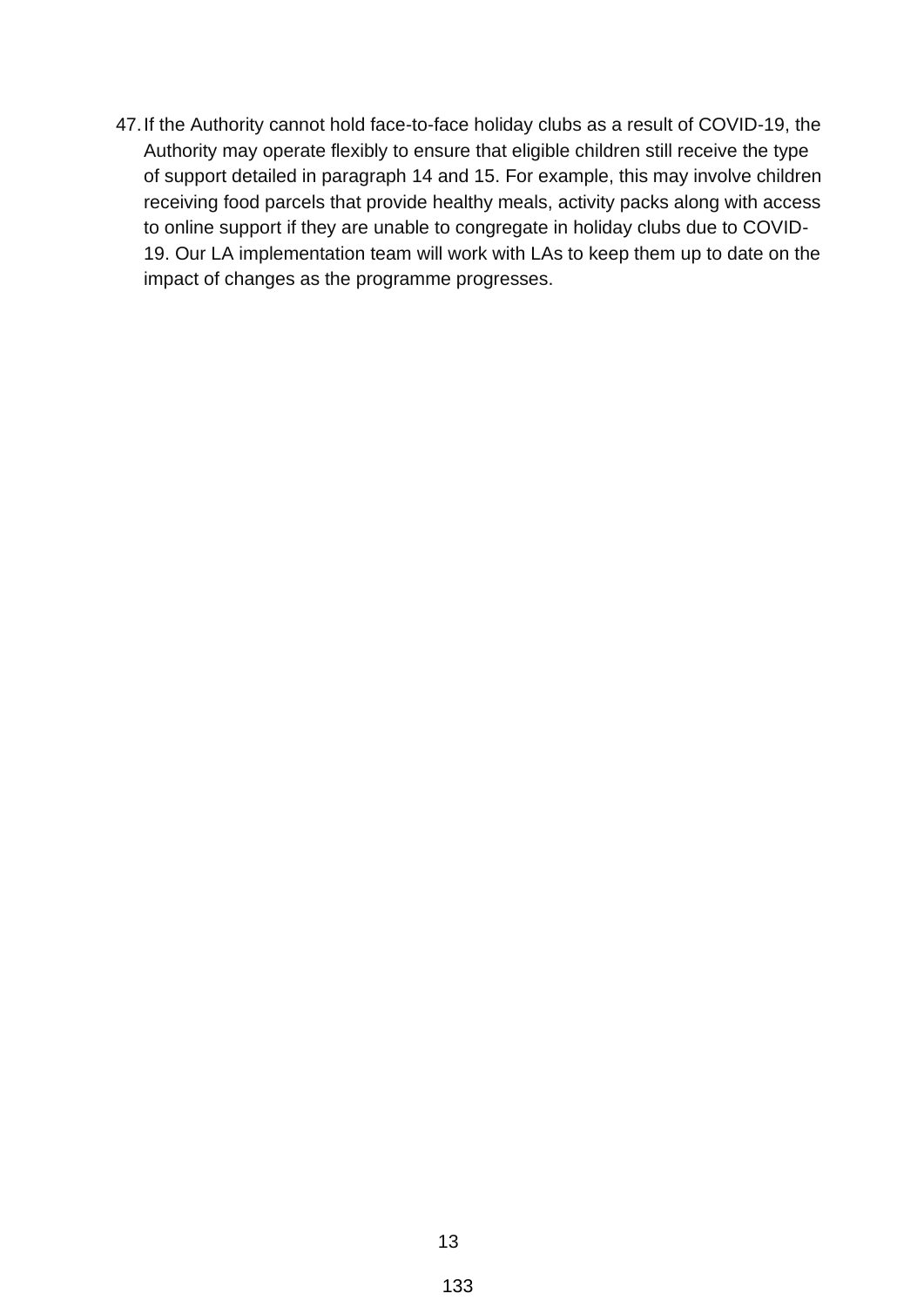47. If the Authority cannot hold face-to-face holiday clubs as a result of COVID-19, the Authority may operate flexibly to ensure that eligible children still receive the type of support detailed in paragraph 14 and 15. For example, this may involve children receiving food parcels that provide healthy meals, activity packs along with access to online support if they are unable to congregate in holiday clubs due to COVID-19. Our LA implementation team will work with LAs to keep them up to date on the impact of changes as the programme progresses.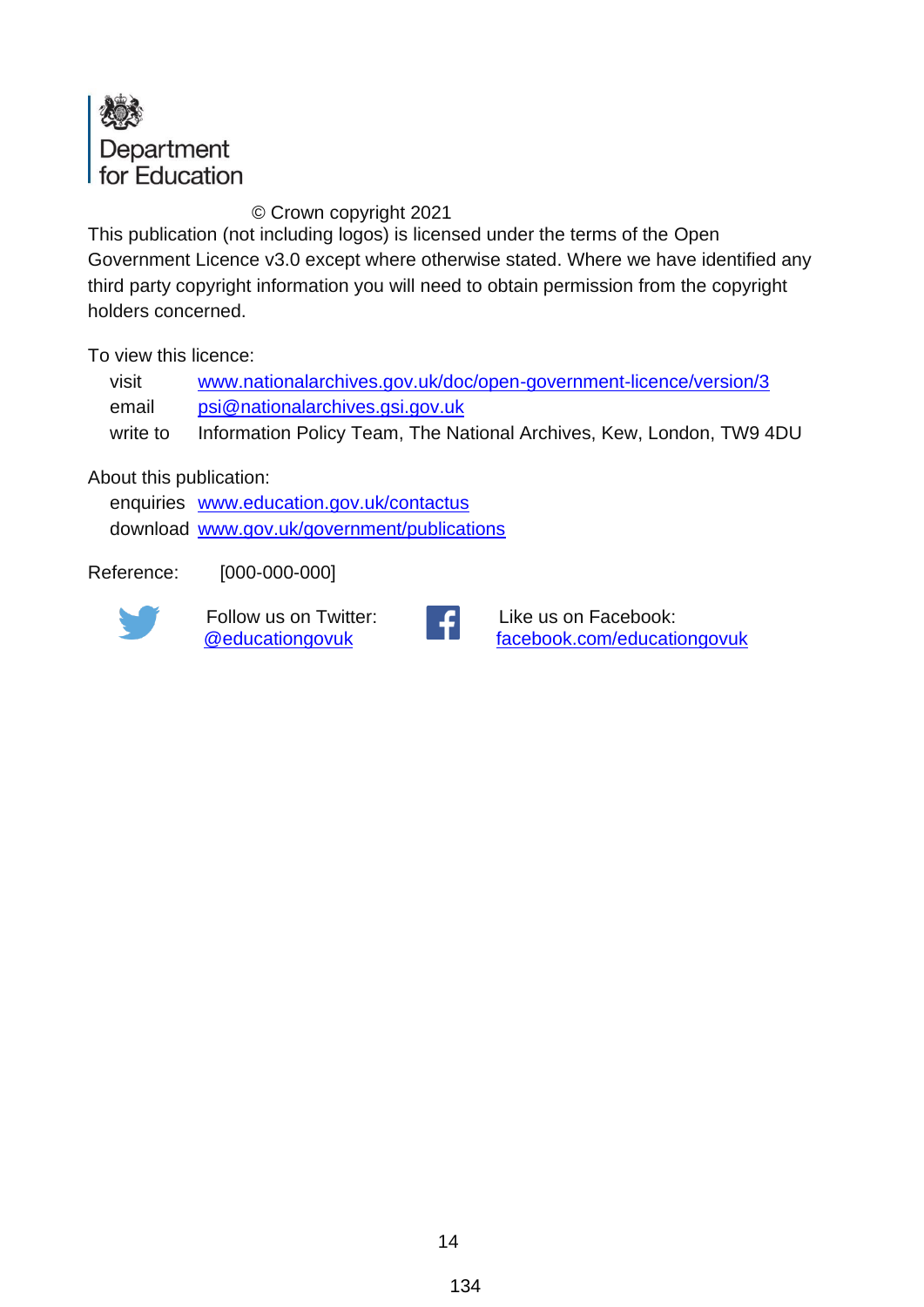Department for Education

© Crown copyright 2021

This publication (not including logos) is licensed under the terms of the Open Government Licence v3.0 except where otherwise stated. Where we have identified any third party copyright information you will need to obtain permission from the copyright holders concerned.

To view this licence:

visit [www.nationalarchives.gov.uk/doc/open-government-licence/version/3](http://www.nationalarchives.gov.uk/doc/open-government-licence/version/3)
email [psi@nationalarchives.gsi.gov.uk](mailto:psi@nationalarchives.gsi.gov.uk)
write to Information Policy Team, The National Archives, Kew, London, TW9 4DU

About this publication:

enquiries [www.education.gov.uk/contactus](http://www.education.gov.uk/contactus)
download [www.gov.uk/government/publications](http://www.gov.uk/government/publications)

Reference: [000-000-000]

Follow us on Twitter: [@educationgovuk](http://twitter.com/educationgovuk)

Like us on Facebook: [facebook.com/educationgovuk](http://www.facebook.com/educationgovuk)